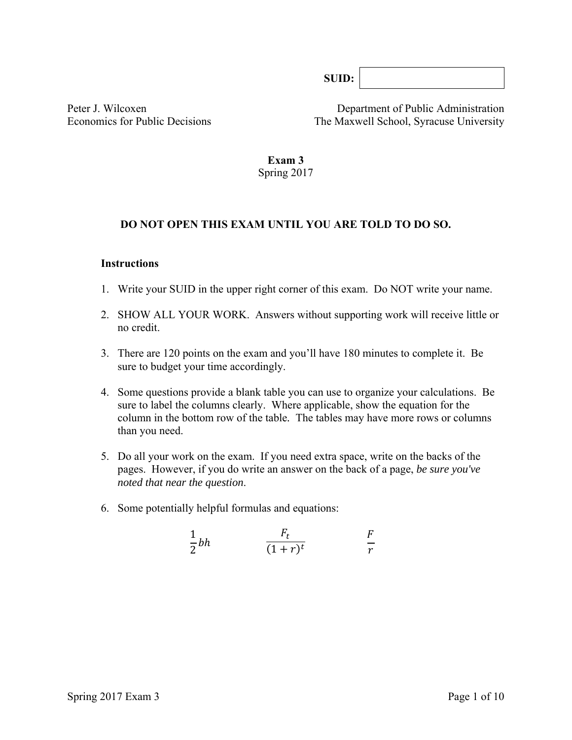**SUID:** 

Peter J. Wilcoxen
Economics for Public Decisions

Department of Public Administration
The Maxwell School, Syracuse University

**Exam 3**
Spring 2017

**DO NOT OPEN THIS EXAM UNTIL YOU ARE TOLD TO DO SO.**

**Instructions**

1. Write your SUID in the upper right corner of this exam. Do NOT write your name.
2. SHOW ALL YOUR WORK. Answers without supporting work will receive little or no credit.
3. There are 120 points on the exam and you'll have 180 minutes to complete it. Be sure to budget your time accordingly.
4. Some questions provide a blank table you can use to organize your calculations. Be sure to label the columns clearly. Where applicable, show the equation for the column in the bottom row of the table. The tables may have more rows or columns than you need.
5. Do all your work on the exam. If you need extra space, write on the backs of the pages. However, if you do write an answer on the back of a page, *be sure you've noted that near the question*.
6. Some potentially helpful formulas and equations:

$$\frac{1}{2}bh \qquad\qquad \frac{F_t}{(1+r)^t} \qquad\qquad \frac{F}{r}$$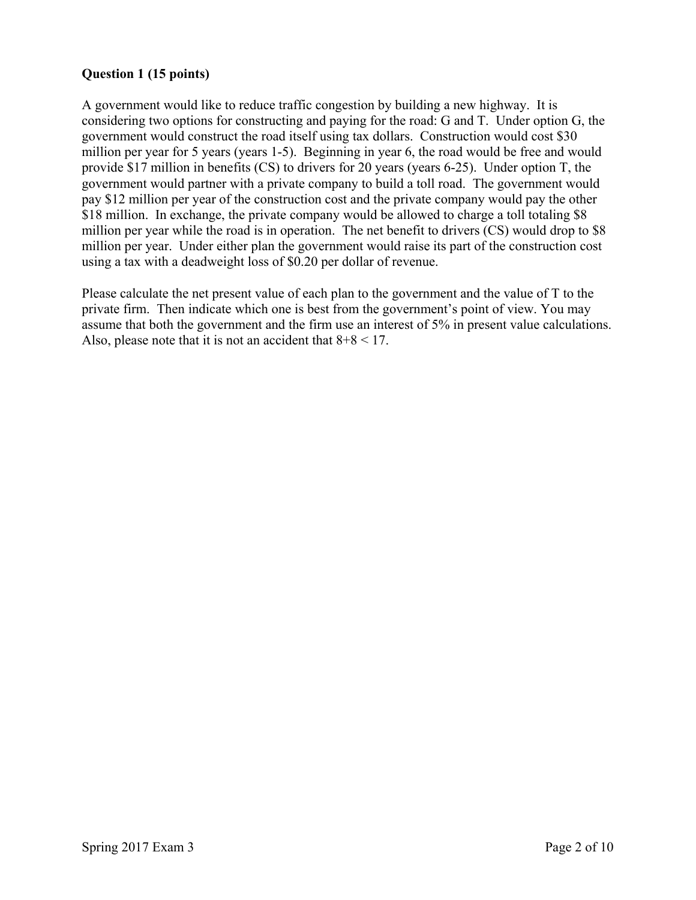**Question 1 (15 points)**

A government would like to reduce traffic congestion by building a new highway. It is considering two options for constructing and paying for the road: G and T. Under option G, the government would construct the road itself using tax dollars. Construction would cost $30 million per year for 5 years (years 1-5). Beginning in year 6, the road would be free and would provide $17 million in benefits (CS) to drivers for 20 years (years 6-25). Under option T, the government would partner with a private company to build a toll road. The government would pay $12 million per year of the construction cost and the private company would pay the other $18 million. In exchange, the private company would be allowed to charge a toll totaling $8 million per year while the road is in operation. The net benefit to drivers (CS) would drop to $8 million per year. Under either plan the government would raise its part of the construction cost using a tax with a deadweight loss of $0.20 per dollar of revenue.

Please calculate the net present value of each plan to the government and the value of T to the private firm. Then indicate which one is best from the government's point of view. You may assume that both the government and the firm use an interest of 5% in present value calculations. Also, please note that it is not an accident that 8+8 < 17.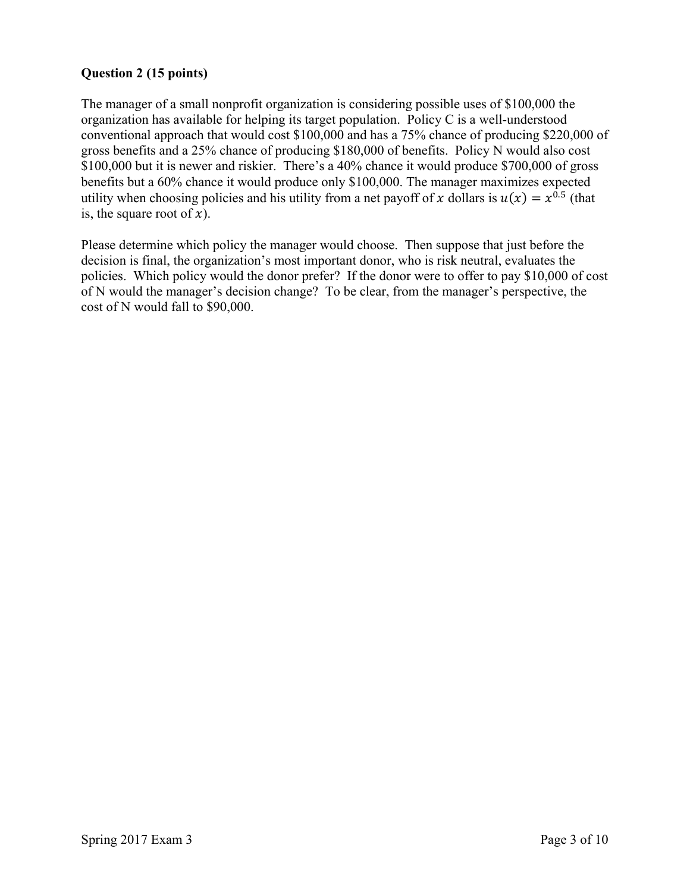**Question 2 (15 points)**

The manager of a small nonprofit organization is considering possible uses of $100,000 the organization has available for helping its target population. Policy C is a well-understood conventional approach that would cost $100,000 and has a 75% chance of producing $220,000 of gross benefits and a 25% chance of producing $180,000 of benefits. Policy N would also cost $100,000 but it is newer and riskier. There's a 40% chance it would produce $700,000 of gross benefits but a 60% chance it would produce only $100,000. The manager maximizes expected utility when choosing policies and his utility from a net payoff of $x$ dollars is $u(x) = x^{0.5}$ (that is, the square root of $x$).

Please determine which policy the manager would choose. Then suppose that just before the decision is final, the organization's most important donor, who is risk neutral, evaluates the policies. Which policy would the donor prefer? If the donor were to offer to pay $10,000 of cost of N would the manager's decision change? To be clear, from the manager's perspective, the cost of N would fall to $90,000.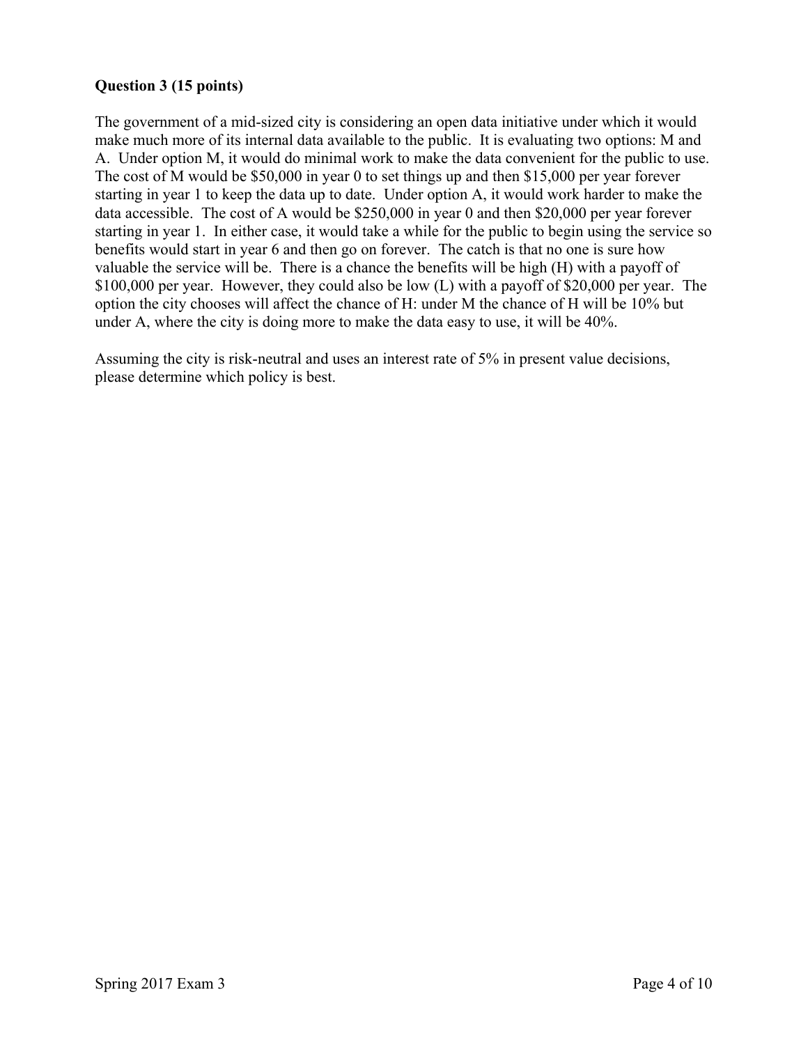**Question 3 (15 points)**

The government of a mid-sized city is considering an open data initiative under which it would make much more of its internal data available to the public. It is evaluating two options: M and A. Under option M, it would do minimal work to make the data convenient for the public to use. The cost of M would be $50,000 in year 0 to set things up and then $15,000 per year forever starting in year 1 to keep the data up to date. Under option A, it would work harder to make the data accessible. The cost of A would be $250,000 in year 0 and then $20,000 per year forever starting in year 1. In either case, it would take a while for the public to begin using the service so benefits would start in year 6 and then go on forever. The catch is that no one is sure how valuable the service will be. There is a chance the benefits will be high (H) with a payoff of $100,000 per year. However, they could also be low (L) with a payoff of $20,000 per year. The option the city chooses will affect the chance of H: under M the chance of H will be 10% but under A, where the city is doing more to make the data easy to use, it will be 40%.

Assuming the city is risk-neutral and uses an interest rate of 5% in present value decisions, please determine which policy is best.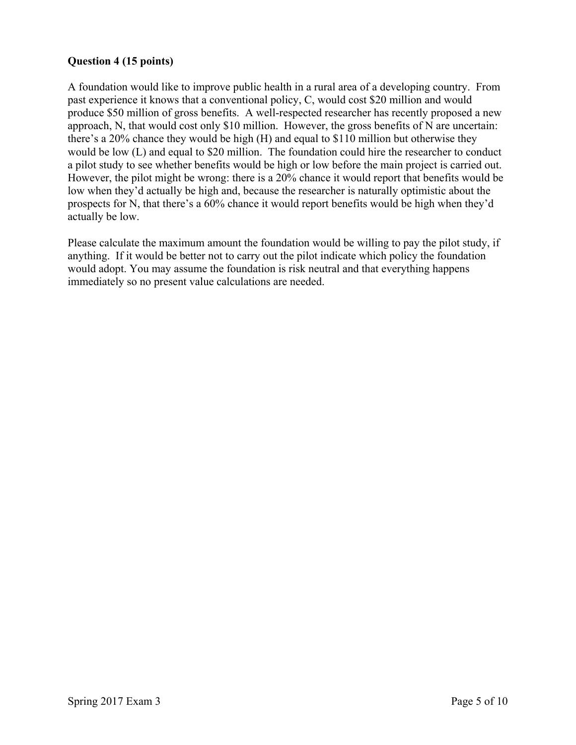**Question 4 (15 points)**

A foundation would like to improve public health in a rural area of a developing country. From past experience it knows that a conventional policy, C, would cost $20 million and would produce $50 million of gross benefits. A well-respected researcher has recently proposed a new approach, N, that would cost only $10 million. However, the gross benefits of N are uncertain: there's a 20% chance they would be high (H) and equal to $110 million but otherwise they would be low (L) and equal to $20 million. The foundation could hire the researcher to conduct a pilot study to see whether benefits would be high or low before the main project is carried out. However, the pilot might be wrong: there is a 20% chance it would report that benefits would be low when they'd actually be high and, because the researcher is naturally optimistic about the prospects for N, that there's a 60% chance it would report benefits would be high when they'd actually be low.

Please calculate the maximum amount the foundation would be willing to pay the pilot study, if anything. If it would be better not to carry out the pilot indicate which policy the foundation would adopt. You may assume the foundation is risk neutral and that everything happens immediately so no present value calculations are needed.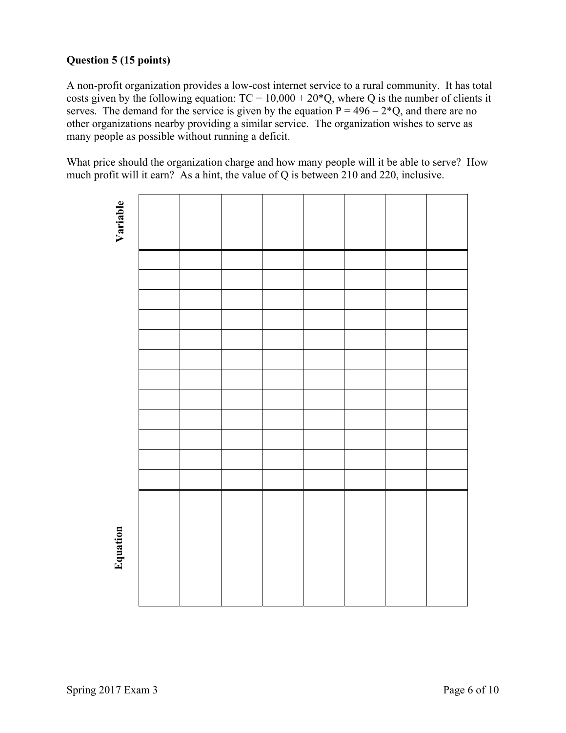**Question 5 (15 points)**

A non-profit organization provides a low-cost internet service to a rural community. It has total costs given by the following equation: $TC = 10{,}000 + 20*Q$, where $Q$ is the number of clients it serves. The demand for the service is given by the equation $P = 496 - 2*Q$, and there are no other organizations nearby providing a similar service. The organization wishes to serve as many people as possible without running a deficit.

What price should the organization charge and how many people will it be able to serve? How much profit will it earn? As a hint, the value of $Q$ is between 210 and 220, inclusive.

| **Variable** | | | | | | | | |
|---|---|---|---|---|---|---|---|---|
| | | | | | | | | |
| | | | | | | | | |
| | | | | | | | | |
| | | | | | | | | |
| | | | | | | | | |
| | | | | | | | | |
| | | | | | | | | |
| | | | | | | | | |
| | | | | | | | | |
| | | | | | | | | |
| | | | | | | | | |
| | | | | | | | | |
| **Equation** | | | | | | | | |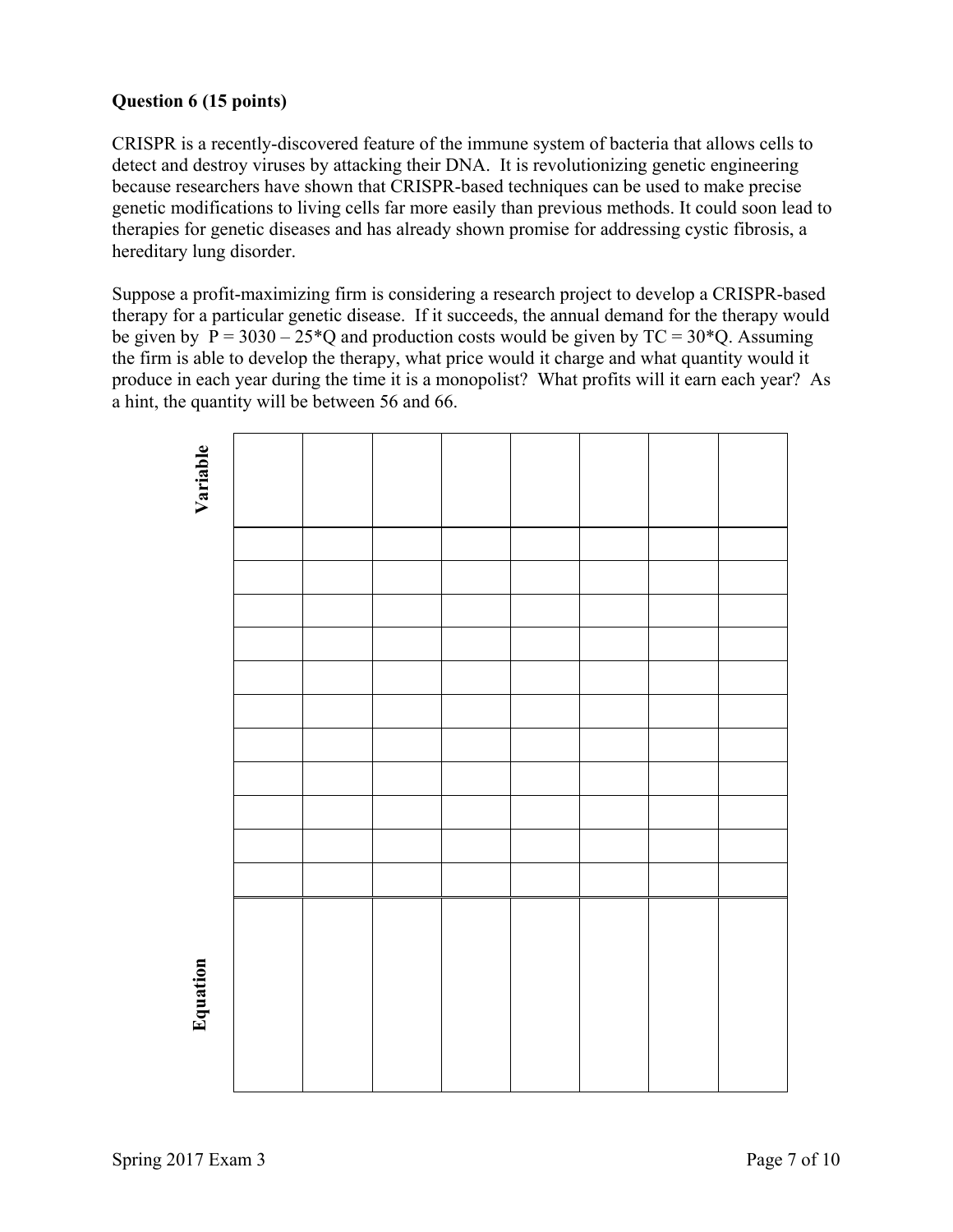**Question 6 (15 points)**

CRISPR is a recently-discovered feature of the immune system of bacteria that allows cells to detect and destroy viruses by attacking their DNA. It is revolutionizing genetic engineering because researchers have shown that CRISPR-based techniques can be used to make precise genetic modifications to living cells far more easily than previous methods. It could soon lead to therapies for genetic diseases and has already shown promise for addressing cystic fibrosis, a hereditary lung disorder.

Suppose a profit-maximizing firm is considering a research project to develop a CRISPR-based therapy for a particular genetic disease. If it succeeds, the annual demand for the therapy would be given by $P = 3030 - 25*Q$ and production costs would be given by $TC = 30*Q$. Assuming the firm is able to develop the therapy, what price would it charge and what quantity would it produce in each year during the time it is a monopolist? What profits will it earn each year? As a hint, the quantity will be between 56 and 66.

| **Variable** | | | | | | | | |
|---|---|---|---|---|---|---|---|---|
| | | | | | | | | |
| | | | | | | | | |
| | | | | | | | | |
| | | | | | | | | |
| | | | | | | | | |
| | | | | | | | | |
| | | | | | | | | |
| | | | | | | | | |
| | | | | | | | | |
| | | | | | | | | |
| | | | | | | | | |
| **Equation** | | | | | | | | |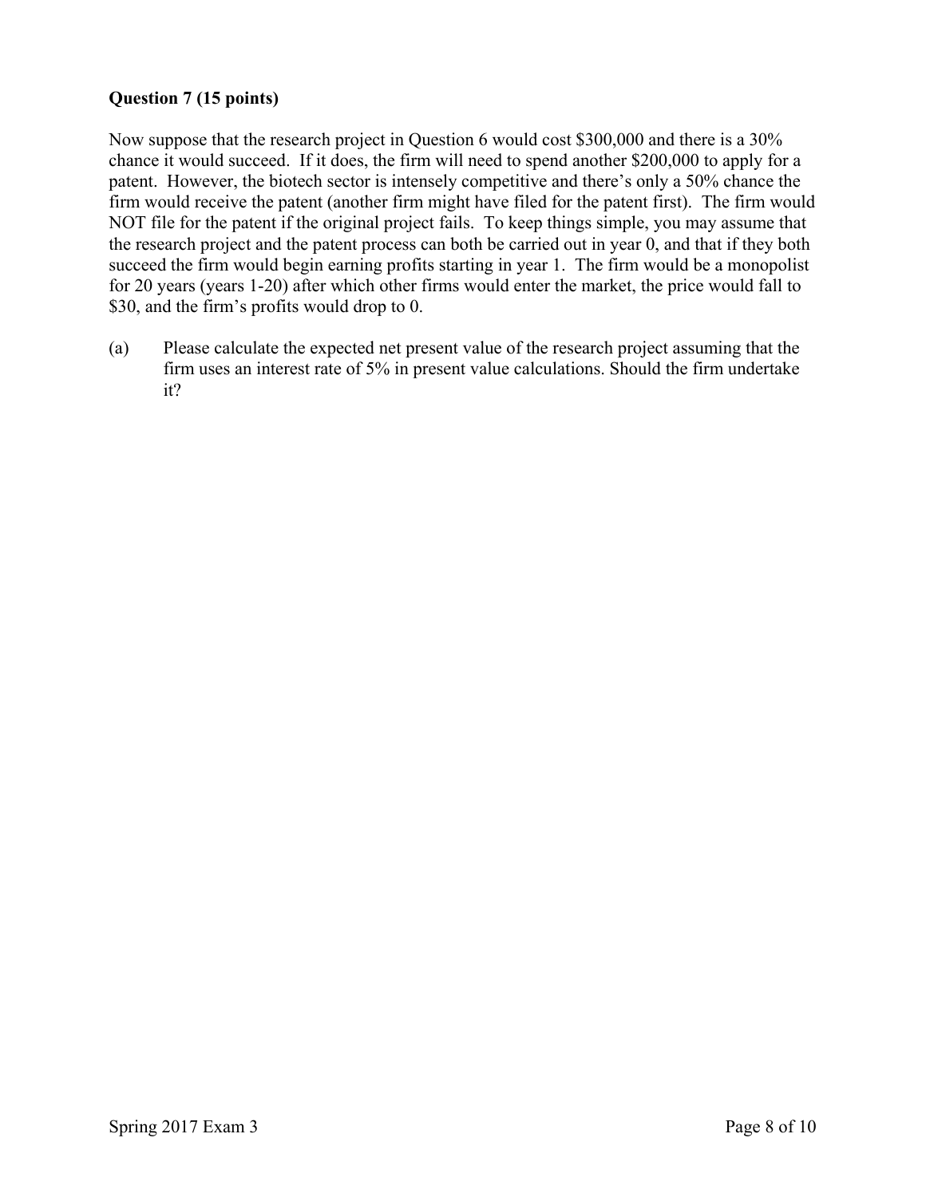**Question 7 (15 points)**

Now suppose that the research project in Question 6 would cost $300,000 and there is a 30% chance it would succeed. If it does, the firm will need to spend another $200,000 to apply for a patent. However, the biotech sector is intensely competitive and there's only a 50% chance the firm would receive the patent (another firm might have filed for the patent first). The firm would NOT file for the patent if the original project fails. To keep things simple, you may assume that the research project and the patent process can both be carried out in year 0, and that if they both succeed the firm would begin earning profits starting in year 1. The firm would be a monopolist for 20 years (years 1-20) after which other firms would enter the market, the price would fall to $30, and the firm's profits would drop to 0.

(a) Please calculate the expected net present value of the research project assuming that the firm uses an interest rate of 5% in present value calculations. Should the firm undertake it?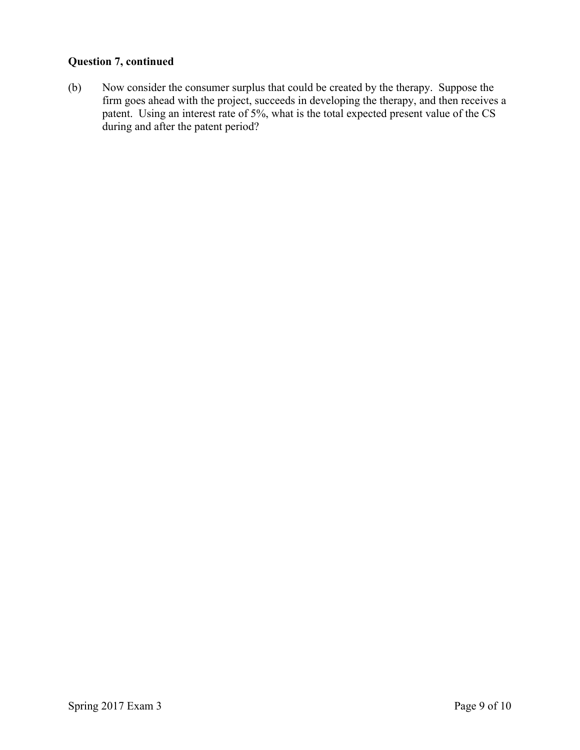**Question 7, continued**

(b) Now consider the consumer surplus that could be created by the therapy. Suppose the firm goes ahead with the project, succeeds in developing the therapy, and then receives a patent. Using an interest rate of 5%, what is the total expected present value of the CS during and after the patent period?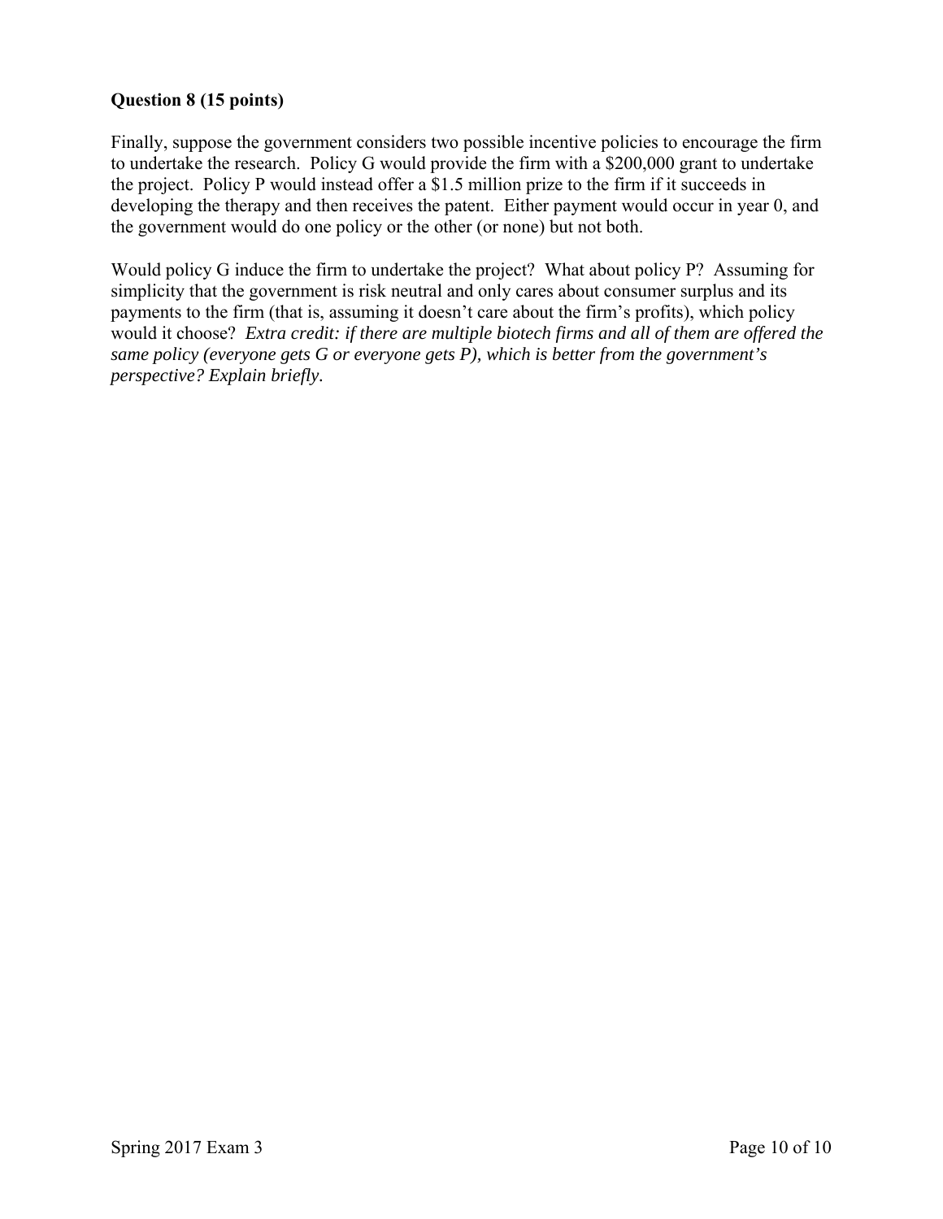**Question 8 (15 points)**

Finally, suppose the government considers two possible incentive policies to encourage the firm to undertake the research. Policy G would provide the firm with a $200,000 grant to undertake the project. Policy P would instead offer a $1.5 million prize to the firm if it succeeds in developing the therapy and then receives the patent. Either payment would occur in year 0, and the government would do one policy or the other (or none) but not both.

Would policy G induce the firm to undertake the project? What about policy P? Assuming for simplicity that the government is risk neutral and only cares about consumer surplus and its payments to the firm (that is, assuming it doesn't care about the firm's profits), which policy would it choose? *Extra credit: if there are multiple biotech firms and all of them are offered the same policy (everyone gets G or everyone gets P), which is better from the government's perspective? Explain briefly.*